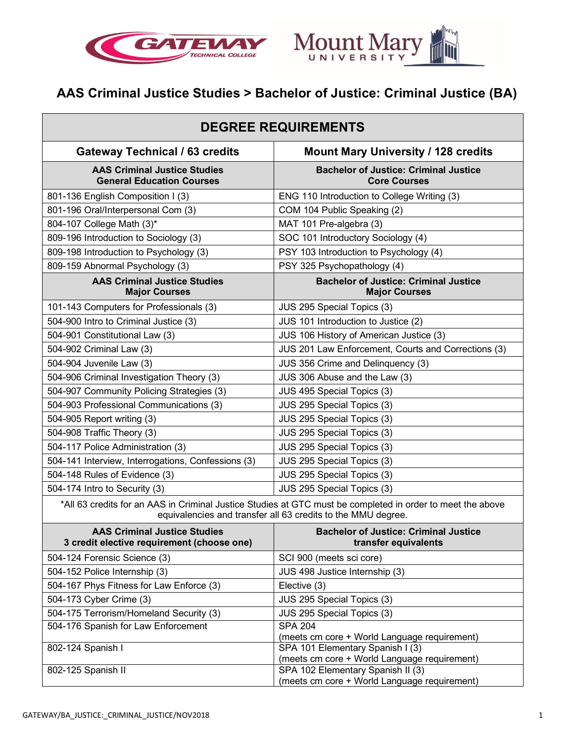# AAS Criminal Justice Studies > Bachelor of Justice: Criminal Justice (BA)

| DEGREE REQUIREMENTS | |
|---|---|
| **Gateway Technical / 63 credits** | **Mount Mary University / 128 credits** |
| **AAS Criminal Justice Studies General Education Courses** | **Bachelor of Justice: Criminal Justice Core Courses** |
| 801-136 English Composition I (3) | ENG 110 Introduction to College Writing (3) |
| 801-196 Oral/Interpersonal Com (3) | COM 104 Public Speaking (2) |
| 804-107 College Math (3)* | MAT 101 Pre-algebra (3) |
| 809-196 Introduction to Sociology (3) | SOC 101 Introductory Sociology (4) |
| 809-198 Introduction to Psychology (3) | PSY 103 Introduction to Psychology (4) |
| 809-159 Abnormal Psychology (3) | PSY 325 Psychopathology (4) |
| **AAS Criminal Justice Studies Major Courses** | **Bachelor of Justice: Criminal Justice Major Courses** |
| 101-143 Computers for Professionals (3) | JUS 295 Special Topics (3) |
| 504-900 Intro to Criminal Justice (3) | JUS 101 Introduction to Justice (2) |
| 504-901 Constitutional Law (3) | JUS 106 History of American Justice (3) |
| 504-902 Criminal Law (3) | JUS 201 Law Enforcement, Courts and Corrections (3) |
| 504-904 Juvenile Law (3) | JUS 356 Crime and Delinquency (3) |
| 504-906 Criminal Investigation Theory (3) | JUS 306 Abuse and the Law (3) |
| 504-907 Community Policing Strategies (3) | JUS 495 Special Topics (3) |
| 504-903 Professional Communications (3) | JUS 295 Special Topics (3) |
| 504-905 Report writing (3) | JUS 295 Special Topics (3) |
| 504-908 Traffic Theory (3) | JUS 295 Special Topics (3) |
| 504-117 Police Administration (3) | JUS 295 Special Topics (3) |
| 504-141 Interview, Interrogations, Confessions (3) | JUS 295 Special Topics (3) |
| 504-148 Rules of Evidence (3) | JUS 295 Special Topics (3) |
| 504-174 Intro to Security (3) | JUS 295 Special Topics (3) |
| *All 63 credits for an AAS in Criminal Justice Studies at GTC must be completed in order to meet the above equivalencies and transfer all 63 credits to the MMU degree. | |
| **AAS Criminal Justice Studies 3 credit elective requirement (choose one)** | **Bachelor of Justice: Criminal Justice transfer equivalents** |
| 504-124 Forensic Science (3) | SCI 900 (meets sci core) |
| 504-152 Police Internship (3) | JUS 498 Justice Internship (3) |
| 504-167 Phys Fitness for Law Enforce (3) | Elective (3) |
| 504-173 Cyber Crime (3) | JUS 295 Special Topics (3) |
| 504-175 Terrorism/Homeland Security (3) | JUS 295 Special Topics (3) |
| 504-176 Spanish for Law Enforcement | SPA 204 (meets cm core + World Language requirement) |
| 802-124 Spanish I | SPA 101 Elementary Spanish I (3) (meets cm core + World Language requirement) |
| 802-125 Spanish II | SPA 102 Elementary Spanish II (3) (meets cm core + World Language requirement) |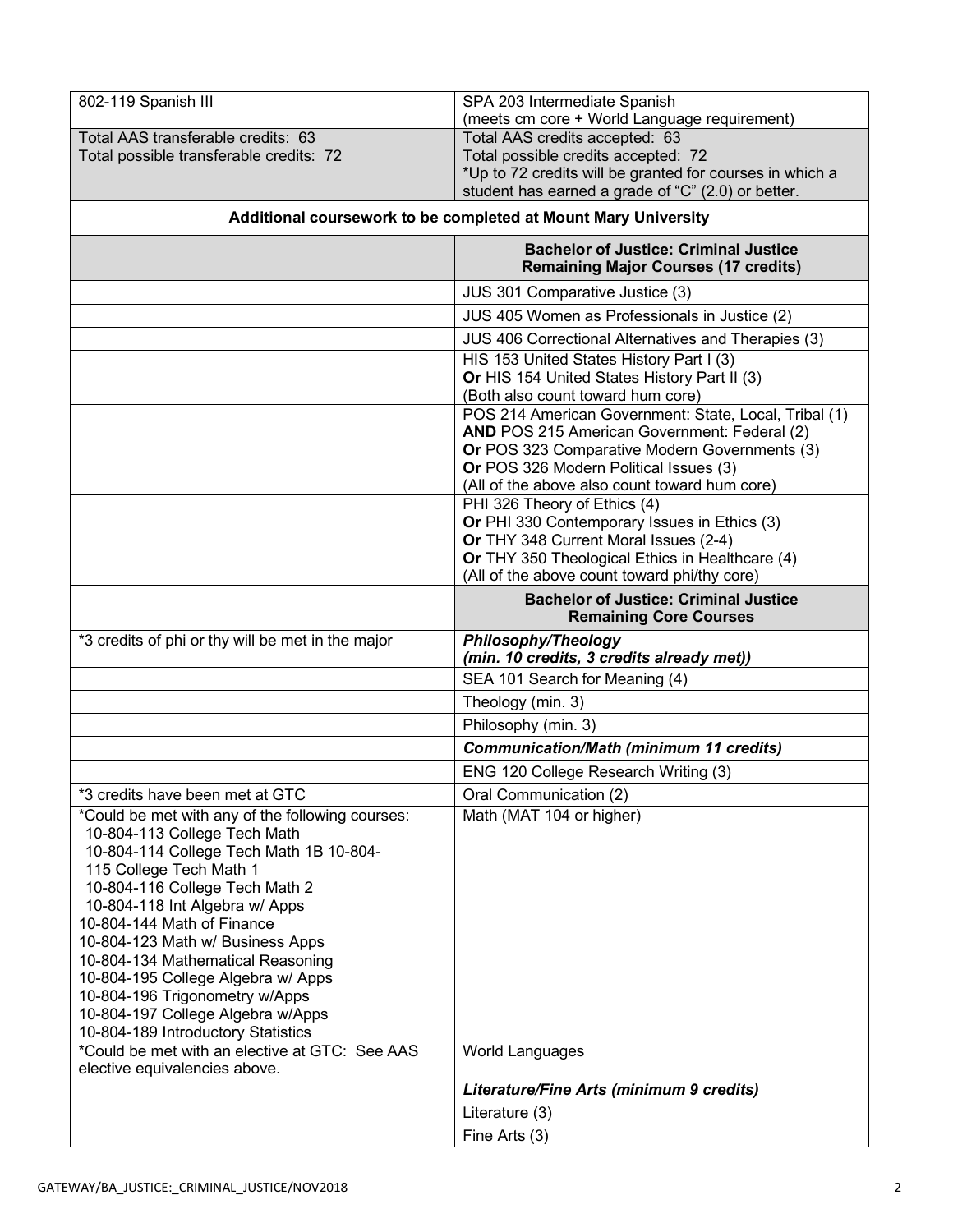| | |
|---|---|
| 802-119 Spanish III | SPA 203 Intermediate Spanish<br>(meets cm core + World Language requirement) |
| Total AAS transferable credits: 63<br>Total possible transferable credits: 72 | Total AAS credits accepted: 63<br>Total possible credits accepted: 72<br>*Up to 72 credits will be granted for courses in which a student has earned a grade of "C" (2.0) or better. |
| **Additional coursework to be completed at Mount Mary University** | |
| | **Bachelor of Justice: Criminal Justice Remaining Major Courses (17 credits)** |
| | JUS 301 Comparative Justice (3) |
| | JUS 405 Women as Professionals in Justice (2) |
| | JUS 406 Correctional Alternatives and Therapies (3) |
| | HIS 153 United States History Part I (3)<br>**Or** HIS 154 United States History Part II (3)<br>(Both also count toward hum core) |
| | POS 214 American Government: State, Local, Tribal (1)<br>**AND** POS 215 American Government: Federal (2)<br>**Or** POS 323 Comparative Modern Governments (3)<br>**Or** POS 326 Modern Political Issues (3)<br>(All of the above also count toward hum core) |
| | PHI 326 Theory of Ethics (4)<br>**Or** PHI 330 Contemporary Issues in Ethics (3)<br>**Or** THY 348 Current Moral Issues (2-4)<br>**Or** THY 350 Theological Ethics in Healthcare (4)<br>(All of the above count toward phi/thy core) |
| | **Bachelor of Justice: Criminal Justice Remaining Core Courses** |
| *3 credits of phi or thy will be met in the major | ***Philosophy/Theology (min. 10 credits, 3 credits already met))*** |
| | SEA 101 Search for Meaning (4) |
| | Theology (min. 3) |
| | Philosophy (min. 3) |
| | ***Communication/Math (minimum 11 credits)*** |
| | ENG 120 College Research Writing (3) |
| *3 credits have been met at GTC | Oral Communication (2) |
| *Could be met with any of the following courses:<br>10-804-113 College Tech Math<br>10-804-114 College Tech Math 1B 10-804-115 College Tech Math 1<br>10-804-116 College Tech Math 2<br>10-804-118 Int Algebra w/ Apps<br>10-804-144 Math of Finance<br>10-804-123 Math w/ Business Apps<br>10-804-134 Mathematical Reasoning<br>10-804-195 College Algebra w/ Apps<br>10-804-196 Trigonometry w/Apps<br>10-804-197 College Algebra w/Apps<br>10-804-189 Introductory Statistics | Math (MAT 104 or higher) |
| *Could be met with an elective at GTC: See AAS elective equivalencies above. | World Languages |
| | ***Literature/Fine Arts (minimum 9 credits)*** |
| | Literature (3) |
| | Fine Arts (3) |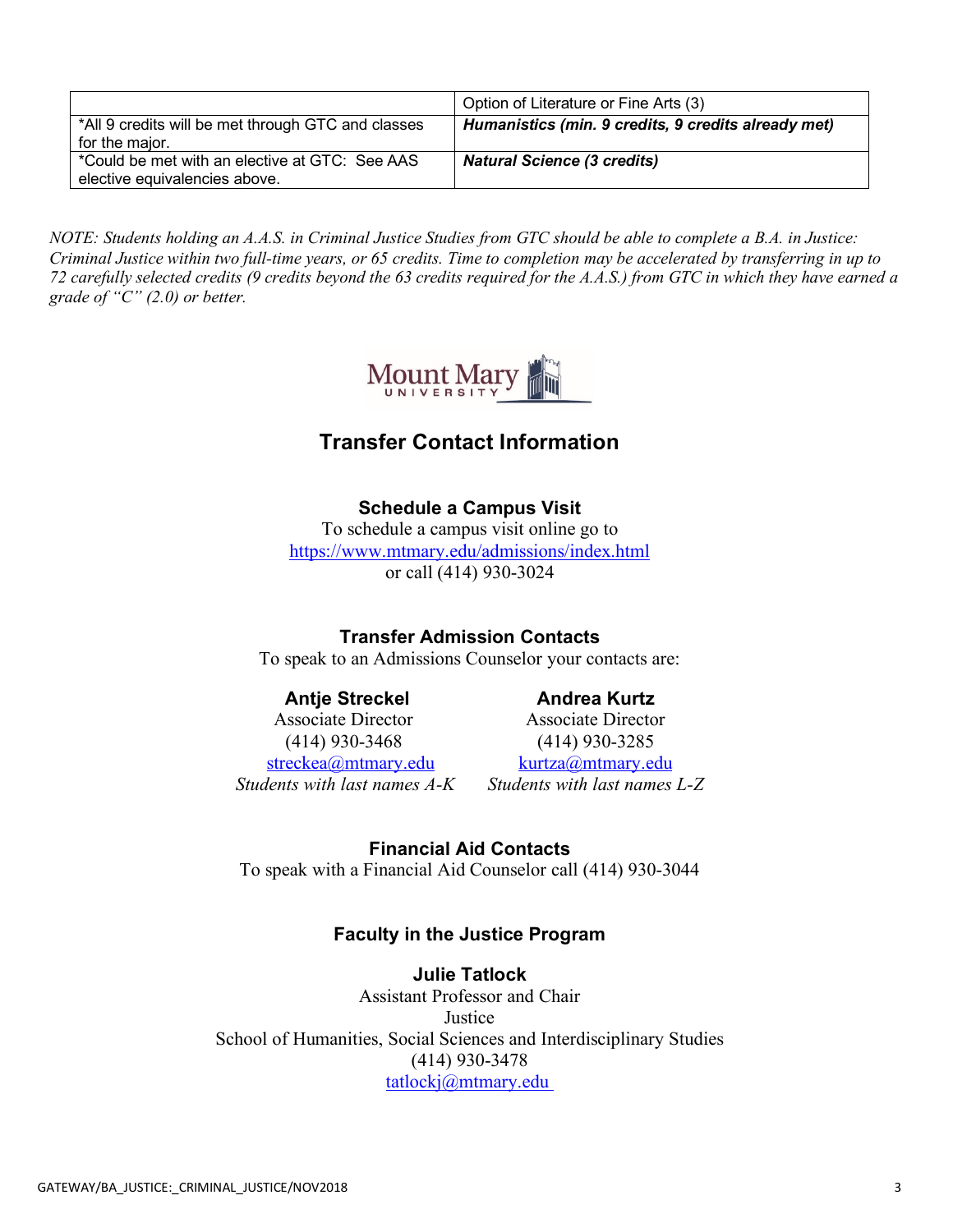| | |
|---|---|
| | Option of Literature or Fine Arts (3) |
| *All 9 credits will be met through GTC and classes for the major. | ***Humanistics (min. 9 credits, 9 credits already met)*** |
| *Could be met with an elective at GTC: See AAS elective equivalencies above. | ***Natural Science (3 credits)*** |

*NOTE: Students holding an A.A.S. in Criminal Justice Studies from GTC should be able to complete a B.A. in Justice: Criminal Justice within two full-time years, or 65 credits. Time to completion may be accelerated by transferring in up to 72 carefully selected credits (9 credits beyond the 63 credits required for the A.A.S.) from GTC in which they have earned a grade of "C" (2.0) or better.*

Mount Mary UNIVERSITY

## Transfer Contact Information

### Schedule a Campus Visit

To schedule a campus visit online go to
https://www.mtmary.edu/admissions/index.html
or call (414) 930-3024

### Transfer Admission Contacts

To speak to an Admissions Counselor your contacts are:

**Antje Streckel**
Associate Director
(414) 930-3468
streckea@mtmary.edu
*Students with last names A-K*

**Andrea Kurtz**
Associate Director
(414) 930-3285
kurtza@mtmary.edu
*Students with last names L-Z*

### Financial Aid Contacts

To speak with a Financial Aid Counselor call (414) 930-3044

### Faculty in the Justice Program

**Julie Tatlock**
Assistant Professor and Chair
Justice
School of Humanities, Social Sciences and Interdisciplinary Studies
(414) 930-3478
tatlockj@mtmary.edu